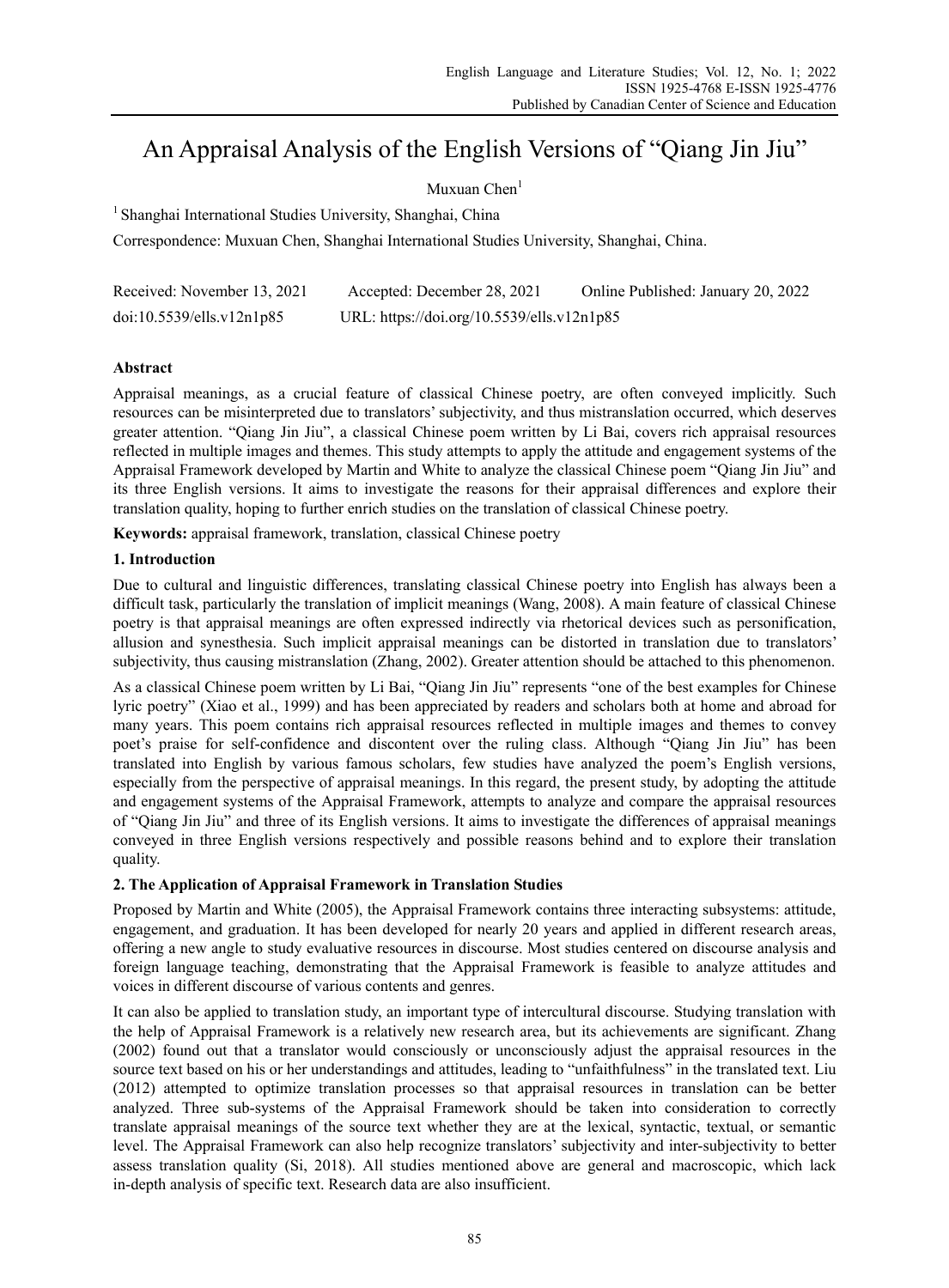# An Appraisal Analysis of the English Versions of "Qiang Jin Jiu"

Muxuan Chen[1]

[1] Shanghai International Studies University, Shanghai, China

Correspondence: Muxuan Chen, Shanghai International Studies University, Shanghai, China.

Received: November 13, 2021 Accepted: December 28, 2021 Online Published: January 20, 2022

doi:10.5539/ells.v12n1p85 URL: https://doi.org/10.5539/ells.v12n1p85

**Abstract**

Appraisal meanings, as a crucial feature of classical Chinese poetry, are often conveyed implicitly. Such resources can be misinterpreted due to translators' subjectivity, and thus mistranslation occurred, which deserves greater attention. "Qiang Jin Jiu", a classical Chinese poem written by Li Bai, covers rich appraisal resources reflected in multiple images and themes. This study attempts to apply the attitude and engagement systems of the Appraisal Framework developed by Martin and White to analyze the classical Chinese poem "Qiang Jin Jiu" and its three English versions. It aims to investigate the reasons for their appraisal differences and explore their translation quality, hoping to further enrich studies on the translation of classical Chinese poetry.

**Keywords:** appraisal framework, translation, classical Chinese poetry

## 1. Introduction

Due to cultural and linguistic differences, translating classical Chinese poetry into English has always been a difficult task, particularly the translation of implicit meanings (Wang, 2008). A main feature of classical Chinese poetry is that appraisal meanings are often expressed indirectly via rhetorical devices such as personification, allusion and synesthesia. Such implicit appraisal meanings can be distorted in translation due to translators' subjectivity, thus causing mistranslation (Zhang, 2002). Greater attention should be attached to this phenomenon.

As a classical Chinese poem written by Li Bai, "Qiang Jin Jiu" represents "one of the best examples for Chinese lyric poetry" (Xiao et al., 1999) and has been appreciated by readers and scholars both at home and abroad for many years. This poem contains rich appraisal resources reflected in multiple images and themes to convey poet's praise for self-confidence and discontent over the ruling class. Although "Qiang Jin Jiu" has been translated into English by various famous scholars, few studies have analyzed the poem's English versions, especially from the perspective of appraisal meanings. In this regard, the present study, by adopting the attitude and engagement systems of the Appraisal Framework, attempts to analyze and compare the appraisal resources of "Qiang Jin Jiu" and three of its English versions. It aims to investigate the differences of appraisal meanings conveyed in three English versions respectively and possible reasons behind and to explore their translation quality.

## 2. The Application of Appraisal Framework in Translation Studies

Proposed by Martin and White (2005), the Appraisal Framework contains three interacting subsystems: attitude, engagement, and graduation. It has been developed for nearly 20 years and applied in different research areas, offering a new angle to study evaluative resources in discourse. Most studies centered on discourse analysis and foreign language teaching, demonstrating that the Appraisal Framework is feasible to analyze attitudes and voices in different discourse of various contents and genres.

It can also be applied to translation study, an important type of intercultural discourse. Studying translation with the help of Appraisal Framework is a relatively new research area, but its achievements are significant. Zhang (2002) found out that a translator would consciously or unconsciously adjust the appraisal resources in the source text based on his or her understandings and attitudes, leading to "unfaithfulness" in the translated text. Liu (2012) attempted to optimize translation processes so that appraisal resources in translation can be better analyzed. Three sub-systems of the Appraisal Framework should be taken into consideration to correctly translate appraisal meanings of the source text whether they are at the lexical, syntactic, textual, or semantic level. The Appraisal Framework can also help recognize translators' subjectivity and inter-subjectivity to better assess translation quality (Si, 2018). All studies mentioned above are general and macroscopic, which lack in-depth analysis of specific text. Research data are also insufficient.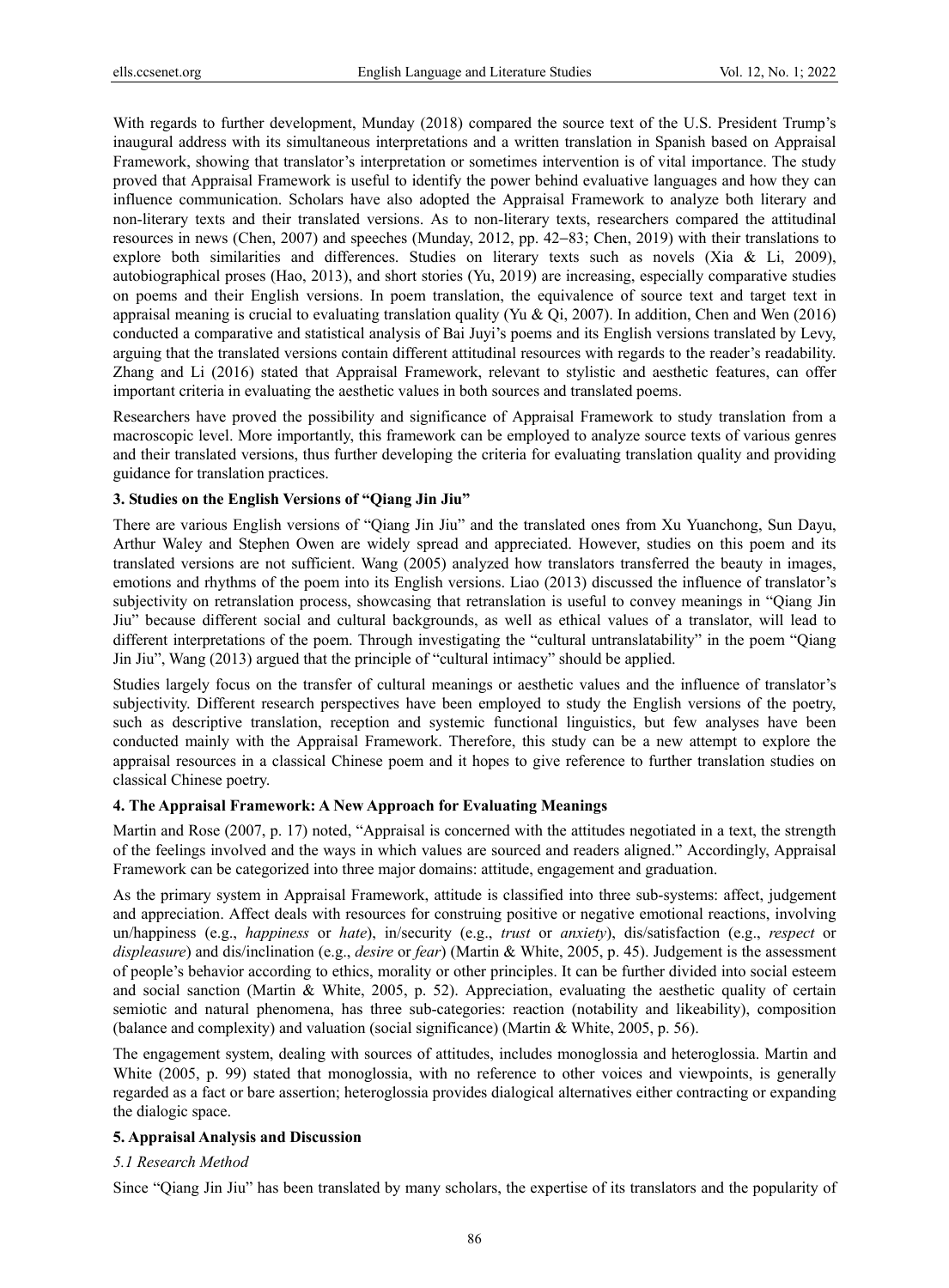With regards to further development, Munday (2018) compared the source text of the U.S. President Trump's inaugural address with its simultaneous interpretations and a written translation in Spanish based on Appraisal Framework, showing that translator's interpretation or sometimes intervention is of vital importance. The study proved that Appraisal Framework is useful to identify the power behind evaluative languages and how they can influence communication. Scholars have also adopted the Appraisal Framework to analyze both literary and non-literary texts and their translated versions. As to non-literary texts, researchers compared the attitudinal resources in news (Chen, 2007) and speeches (Munday, 2012, pp. 42−83; Chen, 2019) with their translations to explore both similarities and differences. Studies on literary texts such as novels (Xia & Li, 2009), autobiographical proses (Hao, 2013), and short stories (Yu, 2019) are increasing, especially comparative studies on poems and their English versions. In poem translation, the equivalence of source text and target text in appraisal meaning is crucial to evaluating translation quality (Yu & Qi, 2007). In addition, Chen and Wen (2016) conducted a comparative and statistical analysis of Bai Juyi's poems and its English versions translated by Levy, arguing that the translated versions contain different attitudinal resources with regards to the reader's readability. Zhang and Li (2016) stated that Appraisal Framework, relevant to stylistic and aesthetic features, can offer important criteria in evaluating the aesthetic values in both sources and translated poems.

Researchers have proved the possibility and significance of Appraisal Framework to study translation from a macroscopic level. More importantly, this framework can be employed to analyze source texts of various genres and their translated versions, thus further developing the criteria for evaluating translation quality and providing guidance for translation practices.

### 3. Studies on the English Versions of "Qiang Jin Jiu"

There are various English versions of "Qiang Jin Jiu" and the translated ones from Xu Yuanchong, Sun Dayu, Arthur Waley and Stephen Owen are widely spread and appreciated. However, studies on this poem and its translated versions are not sufficient. Wang (2005) analyzed how translators transferred the beauty in images, emotions and rhythms of the poem into its English versions. Liao (2013) discussed the influence of translator's subjectivity on retranslation process, showcasing that retranslation is useful to convey meanings in "Qiang Jin Jiu" because different social and cultural backgrounds, as well as ethical values of a translator, will lead to different interpretations of the poem. Through investigating the "cultural untranslatability" in the poem "Qiang Jin Jiu", Wang (2013) argued that the principle of "cultural intimacy" should be applied.

Studies largely focus on the transfer of cultural meanings or aesthetic values and the influence of translator's subjectivity. Different research perspectives have been employed to study the English versions of the poetry, such as descriptive translation, reception and systemic functional linguistics, but few analyses have been conducted mainly with the Appraisal Framework. Therefore, this study can be a new attempt to explore the appraisal resources in a classical Chinese poem and it hopes to give reference to further translation studies on classical Chinese poetry.

### 4. The Appraisal Framework: A New Approach for Evaluating Meanings

Martin and Rose (2007, p. 17) noted, "Appraisal is concerned with the attitudes negotiated in a text, the strength of the feelings involved and the ways in which values are sourced and readers aligned." Accordingly, Appraisal Framework can be categorized into three major domains: attitude, engagement and graduation.

As the primary system in Appraisal Framework, attitude is classified into three sub-systems: affect, judgement and appreciation. Affect deals with resources for construing positive or negative emotional reactions, involving un/happiness (e.g., *happiness* or *hate*), in/security (e.g., *trust* or *anxiety*), dis/satisfaction (e.g., *respect* or *displeasure*) and dis/inclination (e.g., *desire* or *fear*) (Martin & White, 2005, p. 45). Judgement is the assessment of people's behavior according to ethics, morality or other principles. It can be further divided into social esteem and social sanction (Martin & White, 2005, p. 52). Appreciation, evaluating the aesthetic quality of certain semiotic and natural phenomena, has three sub-categories: reaction (notability and likeability), composition (balance and complexity) and valuation (social significance) (Martin & White, 2005, p. 56).

The engagement system, dealing with sources of attitudes, includes monoglossia and heteroglossia. Martin and White (2005, p. 99) stated that monoglossia, with no reference to other voices and viewpoints, is generally regarded as a fact or bare assertion; heteroglossia provides dialogical alternatives either contracting or expanding the dialogic space.

### 5. Appraisal Analysis and Discussion

#### *5.1 Research Method*

Since "Qiang Jin Jiu" has been translated by many scholars, the expertise of its translators and the popularity of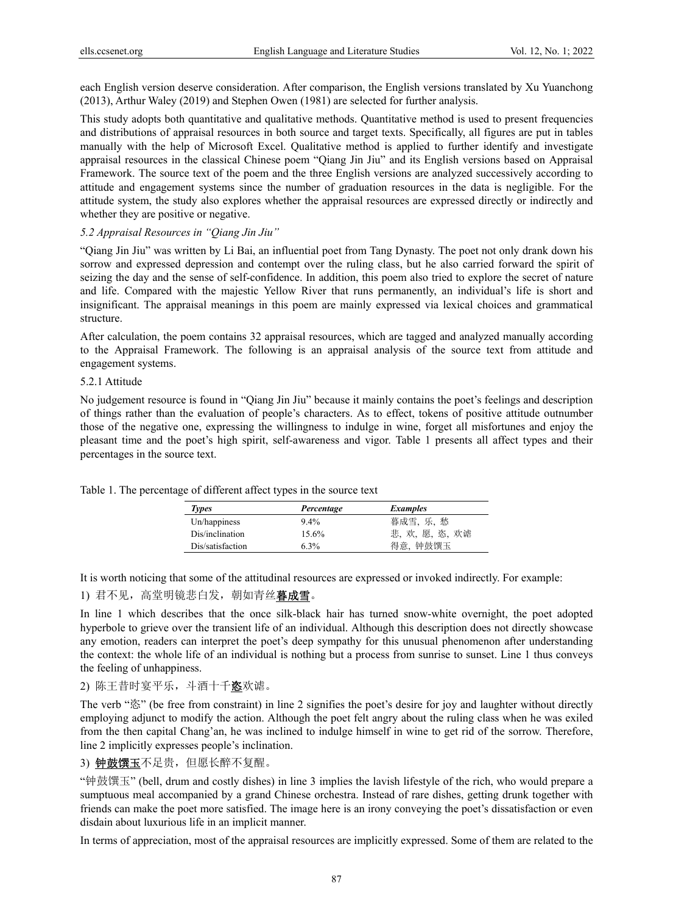each English version deserve consideration. After comparison, the English versions translated by Xu Yuanchong (2013), Arthur Waley (2019) and Stephen Owen (1981) are selected for further analysis.

This study adopts both quantitative and qualitative methods. Quantitative method is used to present frequencies and distributions of appraisal resources in both source and target texts. Specifically, all figures are put in tables manually with the help of Microsoft Excel. Qualitative method is applied to further identify and investigate appraisal resources in the classical Chinese poem "Qiang Jin Jiu" and its English versions based on Appraisal Framework. The source text of the poem and the three English versions are analyzed successively according to attitude and engagement systems since the number of graduation resources in the data is negligible. For the attitude system, the study also explores whether the appraisal resources are expressed directly or indirectly and whether they are positive or negative.

### *5.2 Appraisal Resources in "Qiang Jin Jiu"*

"Qiang Jin Jiu" was written by Li Bai, an influential poet from Tang Dynasty. The poet not only drank down his sorrow and expressed depression and contempt over the ruling class, but he also carried forward the spirit of seizing the day and the sense of self-confidence. In addition, this poem also tried to explore the secret of nature and life. Compared with the majestic Yellow River that runs permanently, an individual's life is short and insignificant. The appraisal meanings in this poem are mainly expressed via lexical choices and grammatical structure.

After calculation, the poem contains 32 appraisal resources, which are tagged and analyzed manually according to the Appraisal Framework. The following is an appraisal analysis of the source text from attitude and engagement systems.

#### 5.2.1 Attitude

No judgement resource is found in "Qiang Jin Jiu" because it mainly contains the poet's feelings and description of things rather than the evaluation of people's characters. As to effect, tokens of positive attitude outnumber those of the negative one, expressing the willingness to indulge in wine, forget all misfortunes and enjoy the pleasant time and the poet's high spirit, self-awareness and vigor. Table 1 presents all affect types and their percentages in the source text.

Table 1. The percentage of different affect types in the source text

| *Types* | *Percentage* | *Examples* |
|---|---|---|
| Un/happiness | 9.4% | 暮成雪，乐，愁 |
| Dis/inclination | 15.6% | 悲，欢，愿，恣，欢谑 |
| Dis/satisfaction | 6.3% | 得意，钟鼓馔玉 |

It is worth noticing that some of the attitudinal resources are expressed or invoked indirectly. For example:

1) 君不见，高堂明镜悲白发，朝如青丝**暮成雪**。

In line 1 which describes that the once silk-black hair has turned snow-white overnight, the poet adopted hyperbole to grieve over the transient life of an individual. Although this description does not directly showcase any emotion, readers can interpret the poet's deep sympathy for this unusual phenomenon after understanding the context: the whole life of an individual is nothing but a process from sunrise to sunset. Line 1 thus conveys the feeling of unhappiness.

2) 陈王昔时宴平乐，斗酒十千**恣**欢谑。

The verb "恣" (be free from constraint) in line 2 signifies the poet's desire for joy and laughter without directly employing adjunct to modify the action. Although the poet felt angry about the ruling class when he was exiled from the then capital Chang'an, he was inclined to indulge himself in wine to get rid of the sorrow. Therefore, line 2 implicitly expresses people's inclination.

3) **钟鼓馔玉**不足贵，但愿长醉不复醒。

"钟鼓馔玉" (bell, drum and costly dishes) in line 3 implies the lavish lifestyle of the rich, who would prepare a sumptuous meal accompanied by a grand Chinese orchestra. Instead of rare dishes, getting drunk together with friends can make the poet more satisfied. The image here is an irony conveying the poet's dissatisfaction or even disdain about luxurious life in an implicit manner.

In terms of appreciation, most of the appraisal resources are implicitly expressed. Some of them are related to the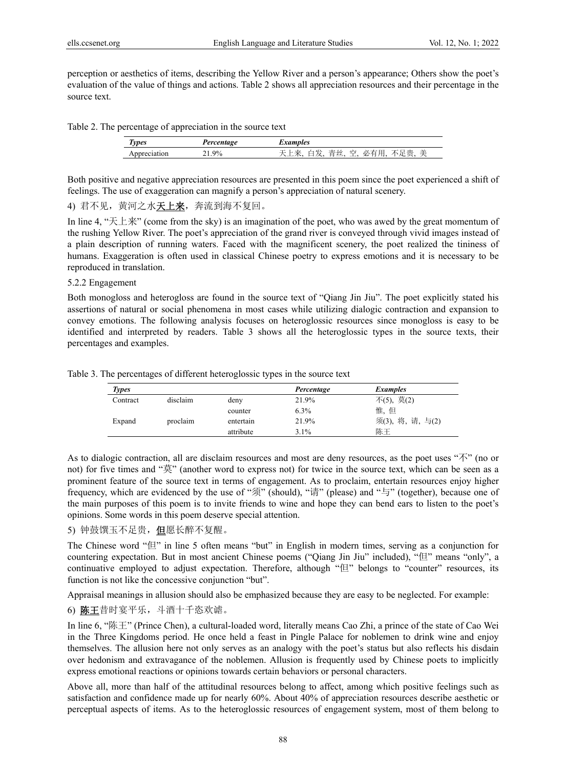perception or aesthetics of items, describing the Yellow River and a person's appearance; Others show the poet's evaluation of the value of things and actions. Table 2 shows all appreciation resources and their percentage in the source text.

Table 2. The percentage of appreciation in the source text

| *Types* | *Percentage* | *Examples* |
|---|---|---|
| Appreciation | 21.9% | 天上来, 白发, 青丝, 空, 必有用, 不足贵, 美 |

Both positive and negative appreciation resources are presented in this poem since the poet experienced a shift of feelings. The use of exaggeration can magnify a person's appreciation of natural scenery.

4) 君不见，黄河之水<u>**天上来**</u>，奔流到海不复回。

In line 4, "天上来" (come from the sky) is an imagination of the poet, who was awed by the great momentum of the rushing Yellow River. The poet's appreciation of the grand river is conveyed through vivid images instead of a plain description of running waters. Faced with the magnificent scenery, the poet realized the tininess of humans. Exaggeration is often used in classical Chinese poetry to express emotions and it is necessary to be reproduced in translation.

5.2.2 Engagement

Both monogloss and heterogloss are found in the source text of "Qiang Jin Jiu". The poet explicitly stated his assertions of natural or social phenomena in most cases while utilizing dialogic contraction and expansion to convey emotions. The following analysis focuses on heteroglossic resources since monogloss is easy to be identified and interpreted by readers. Table 3 shows all the heteroglossic types in the source texts, their percentages and examples.

Table 3. The percentages of different heteroglossic types in the source text

| *Types* | | | *Percentage* | *Examples* |
|---|---|---|---|---|
| Contract | disclaim | deny | 21.9% | 不(5), 莫(2) |
| | | counter | 6.3% | 惟, 但 |
| Expand | proclaim | entertain | 21.9% | 须(3), 将, 请, 与(2) |
| | | attribute | 3.1% | 陈王 |

As to dialogic contraction, all are disclaim resources and most are deny resources, as the poet uses "不" (no or not) for five times and "莫" (another word to express not) for twice in the source text, which can be seen as a prominent feature of the source text in terms of engagement. As to proclaim, entertain resources enjoy higher frequency, which are evidenced by the use of "须" (should), "请" (please) and "与" (together), because one of the main purposes of this poem is to invite friends to wine and hope they can bend ears to listen to the poet's opinions. Some words in this poem deserve special attention.

5) 钟鼓馔玉不足贵，<u>**但**</u>愿长醉不复醒。

The Chinese word "但" in line 5 often means "but" in English in modern times, serving as a conjunction for countering expectation. But in most ancient Chinese poems ("Qiang Jin Jiu" included), "但" means "only", a continuative employed to adjust expectation. Therefore, although "但" belongs to "counter" resources, its function is not like the concessive conjunction "but".

Appraisal meanings in allusion should also be emphasized because they are easy to be neglected. For example:

6) <u>**陈王**</u>昔时宴平乐，斗酒十千恣欢谑。

In line 6, "陈王" (Prince Chen), a cultural-loaded word, literally means Cao Zhi, a prince of the state of Cao Wei in the Three Kingdoms period. He once held a feast in Pingle Palace for noblemen to drink wine and enjoy themselves. The allusion here not only serves as an analogy with the poet's status but also reflects his disdain over hedonism and extravagance of the noblemen. Allusion is frequently used by Chinese poets to implicitly express emotional reactions or opinions towards certain behaviors or personal characters.

Above all, more than half of the attitudinal resources belong to affect, among which positive feelings such as satisfaction and confidence made up for nearly 60%. About 40% of appreciation resources describe aesthetic or perceptual aspects of items. As to the heteroglossic resources of engagement system, most of them belong to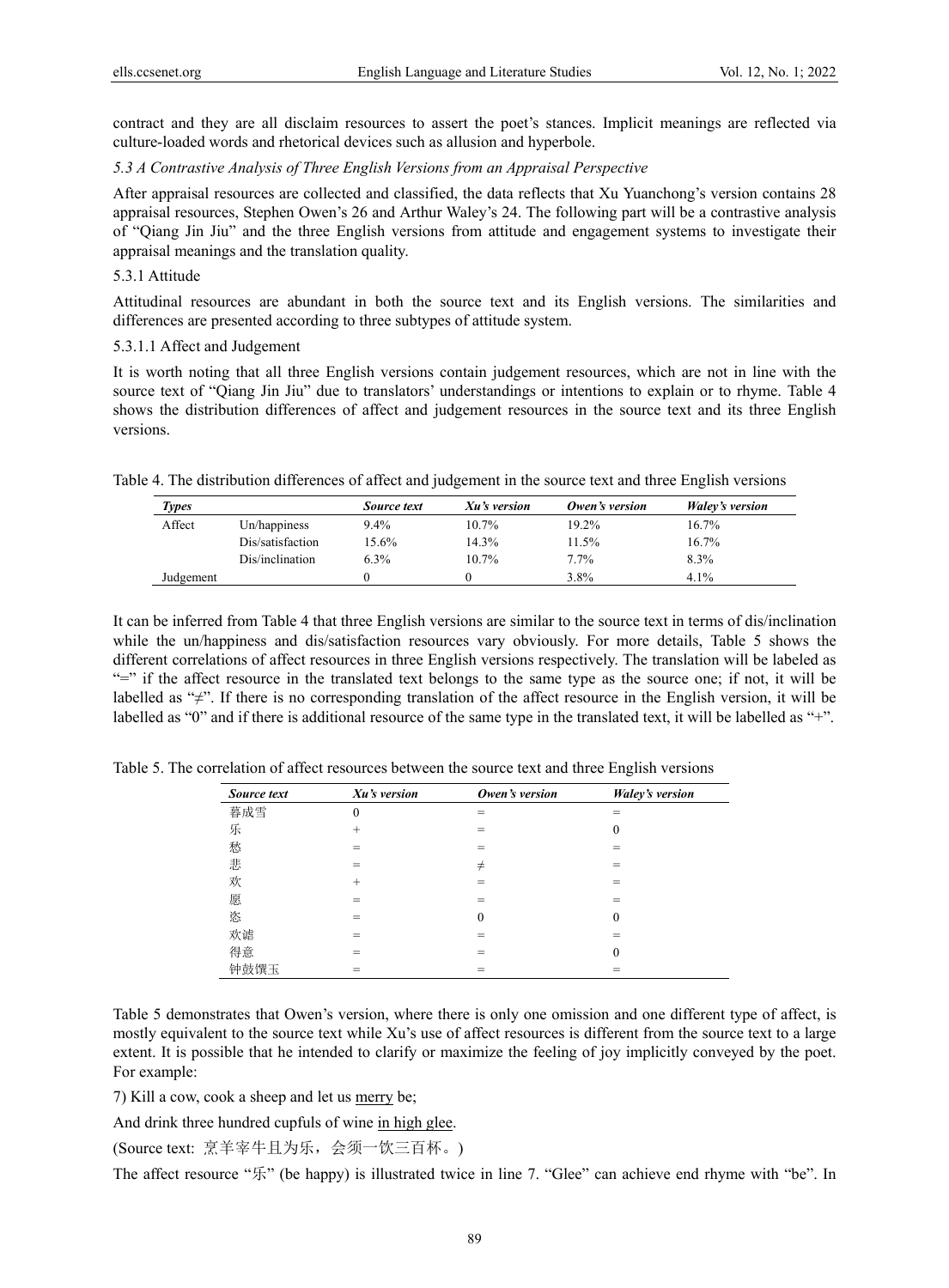contract and they are all disclaim resources to assert the poet's stances. Implicit meanings are reflected via culture-loaded words and rhetorical devices such as allusion and hyperbole.

*5.3 A Contrastive Analysis of Three English Versions from an Appraisal Perspective*

After appraisal resources are collected and classified, the data reflects that Xu Yuanchong's version contains 28 appraisal resources, Stephen Owen's 26 and Arthur Waley's 24. The following part will be a contrastive analysis of "Qiang Jin Jiu" and the three English versions from attitude and engagement systems to investigate their appraisal meanings and the translation quality.

5.3.1 Attitude

Attitudinal resources are abundant in both the source text and its English versions. The similarities and differences are presented according to three subtypes of attitude system.

5.3.1.1 Affect and Judgement

It is worth noting that all three English versions contain judgement resources, which are not in line with the source text of "Qiang Jin Jiu" due to translators' understandings or intentions to explain or to rhyme. Table 4 shows the distribution differences of affect and judgement resources in the source text and its three English versions.

Table 4. The distribution differences of affect and judgement in the source text and three English versions

| *Types* | | *Source text* | *Xu's version* | *Owen's version* | *Waley's version* |
|---|---|---|---|---|---|
| Affect | Un/happiness | 9.4% | 10.7% | 19.2% | 16.7% |
| | Dis/satisfaction | 15.6% | 14.3% | 11.5% | 16.7% |
| | Dis/inclination | 6.3% | 10.7% | 7.7% | 8.3% |
| Judgement | | 0 | 0 | 3.8% | 4.1% |

It can be inferred from Table 4 that three English versions are similar to the source text in terms of dis/inclination while the un/happiness and dis/satisfaction resources vary obviously. For more details, Table 5 shows the different correlations of affect resources in three English versions respectively. The translation will be labeled as "=" if the affect resource in the translated text belongs to the same type as the source one; if not, it will be labelled as "≠". If there is no corresponding translation of the affect resource in the English version, it will be labelled as "0" and if there is additional resource of the same type in the translated text, it will be labelled as "+".

Table 5. The correlation of affect resources between the source text and three English versions

| *Source text* | *Xu's version* | *Owen's version* | *Waley's version* |
|---|---|---|---|
| 暮成雪 | 0 | = | = |
| 乐 | + | = | 0 |
| 愁 | = | = | = |
| 悲 | = | ≠ | = |
| 欢 | + | = | = |
| 愿 | = | = | = |
| 恣 | = | 0 | 0 |
| 欢谑 | = | = | = |
| 得意 | = | = | 0 |
| 钟鼓馔玉 | = | = | = |

Table 5 demonstrates that Owen's version, where there is only one omission and one different type of affect, is mostly equivalent to the source text while Xu's use of affect resources is different from the source text to a large extent. It is possible that he intended to clarify or maximize the feeling of joy implicitly conveyed by the poet. For example:

7) Kill a cow, cook a sheep and let us <u>merry</u> be;

And drink three hundred cupfuls of wine <u>in high glee</u>.

(Source text: 烹羊宰牛且为乐，会须一饮三百杯。)

The affect resource "乐" (be happy) is illustrated twice in line 7. "Glee" can achieve end rhyme with "be". In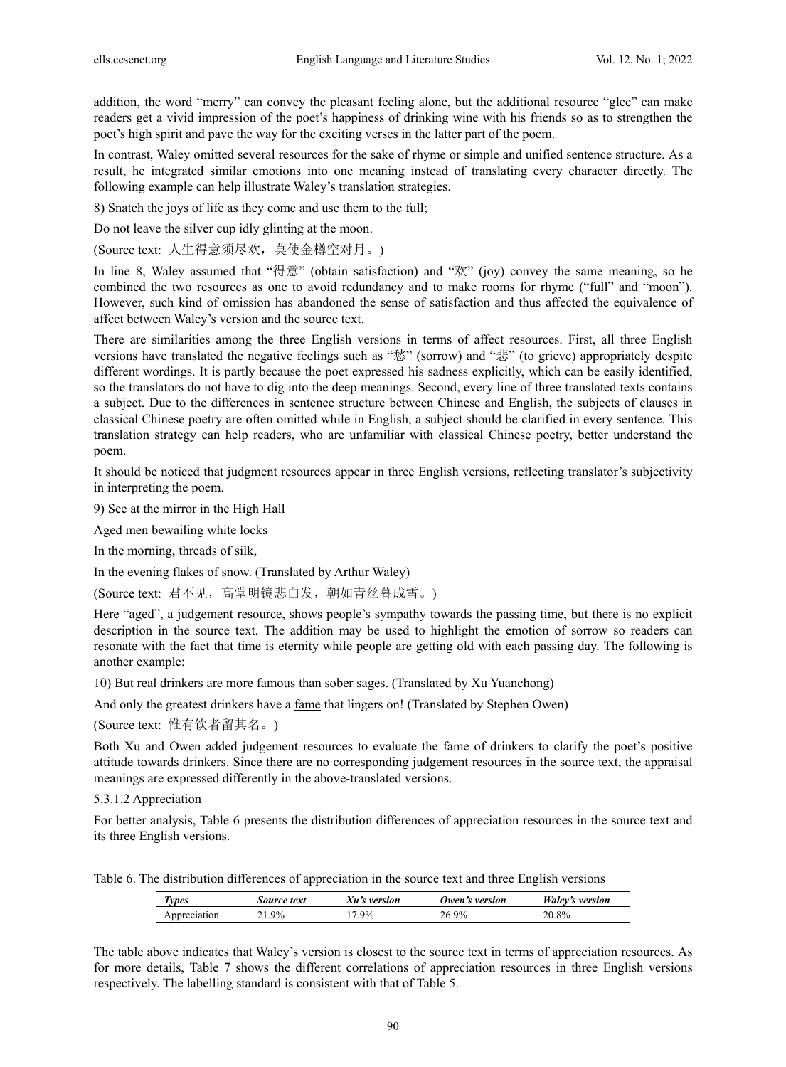addition, the word "merry" can convey the pleasant feeling alone, but the additional resource "glee" can make readers get a vivid impression of the poet's happiness of drinking wine with his friends so as to strengthen the poet's high spirit and pave the way for the exciting verses in the latter part of the poem.

In contrast, Waley omitted several resources for the sake of rhyme or simple and unified sentence structure. As a result, he integrated similar emotions into one meaning instead of translating every character directly. The following example can help illustrate Waley's translation strategies.

8) Snatch the joys of life as they come and use them to the full;

Do not leave the silver cup idly glinting at the moon.

(Source text: 人生得意须尽欢，莫使金樽空对月。)

In line 8, Waley assumed that "得意" (obtain satisfaction) and "欢" (joy) convey the same meaning, so he combined the two resources as one to avoid redundancy and to make rooms for rhyme ("full" and "moon"). However, such kind of omission has abandoned the sense of satisfaction and thus affected the equivalence of affect between Waley's version and the source text.

There are similarities among the three English versions in terms of affect resources. First, all three English versions have translated the negative feelings such as "愁" (sorrow) and "悲" (to grieve) appropriately despite different wordings. It is partly because the poet expressed his sadness explicitly, which can be easily identified, so the translators do not have to dig into the deep meanings. Second, every line of three translated texts contains a subject. Due to the differences in sentence structure between Chinese and English, the subjects of clauses in classical Chinese poetry are often omitted while in English, a subject should be clarified in every sentence. This translation strategy can help readers, who are unfamiliar with classical Chinese poetry, better understand the poem.

It should be noticed that judgment resources appear in three English versions, reflecting translator's subjectivity in interpreting the poem.

9) See at the mirror in the High Hall

<u>Aged</u> men bewailing white locks –

In the morning, threads of silk,

In the evening flakes of snow. (Translated by Arthur Waley)

(Source text: 君不见，高堂明镜悲白发，朝如青丝暮成雪。)

Here "aged", a judgement resource, shows people's sympathy towards the passing time, but there is no explicit description in the source text. The addition may be used to highlight the emotion of sorrow so readers can resonate with the fact that time is eternity while people are getting old with each passing day. The following is another example:

10) But real drinkers are more <u>famous</u> than sober sages. (Translated by Xu Yuanchong)

And only the greatest drinkers have a <u>fame</u> that lingers on! (Translated by Stephen Owen)

(Source text: 惟有饮者留其名。)

Both Xu and Owen added judgement resources to evaluate the fame of drinkers to clarify the poet's positive attitude towards drinkers. Since there are no corresponding judgement resources in the source text, the appraisal meanings are expressed differently in the above-translated versions.

#### 5.3.1.2 Appreciation

For better analysis, Table 6 presents the distribution differences of appreciation resources in the source text and its three English versions.

Table 6. The distribution differences of appreciation in the source text and three English versions

| *Types* | *Source text* | *Xu's version* | *Owen's version* | *Waley's version* |
|---|---|---|---|---|
| Appreciation | 21.9% | 17.9% | 26.9% | 20.8% |

The table above indicates that Waley's version is closest to the source text in terms of appreciation resources. As for more details, Table 7 shows the different correlations of appreciation resources in three English versions respectively. The labelling standard is consistent with that of Table 5.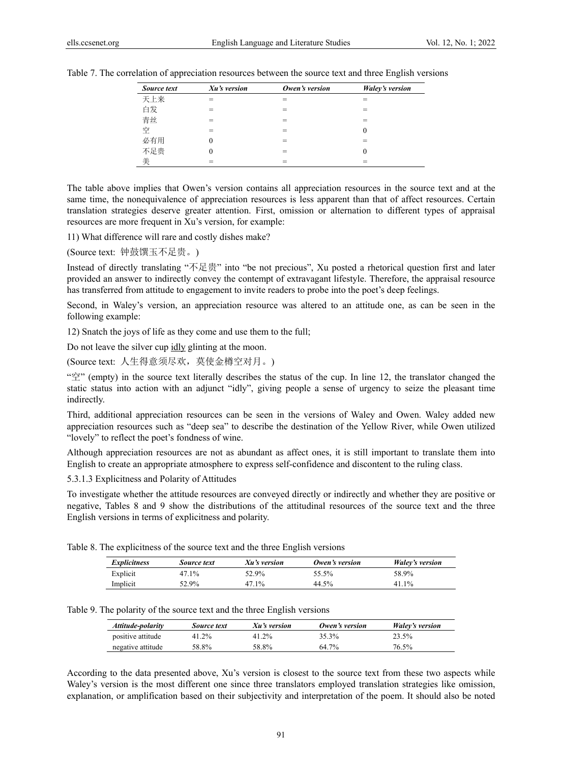Table 7. The correlation of appreciation resources between the source text and three English versions

| *Source text* | *Xu's version* | *Owen's version* | *Waley's version* |
|---|---|---|---|
| 天上来 | = | = | = |
| 白发 | = | = | = |
| 青丝 | = | = | = |
| 空 | = | = | 0 |
| 必有用 | 0 | = | = |
| 不足贵 | 0 | = | 0 |
| 美 | = | = | = |

The table above implies that Owen's version contains all appreciation resources in the source text and at the same time, the nonequivalence of appreciation resources is less apparent than that of affect resources. Certain translation strategies deserve greater attention. First, omission or alternation to different types of appraisal resources are more frequent in Xu's version, for example:

11) What difference will rare and costly dishes make?

(Source text: 钟鼓馔玉不足贵。)

Instead of directly translating "不足贵" into "be not precious", Xu posted a rhetorical question first and later provided an answer to indirectly convey the contempt of extravagant lifestyle. Therefore, the appraisal resource has transferred from attitude to engagement to invite readers to probe into the poet's deep feelings.

Second, in Waley's version, an appreciation resource was altered to an attitude one, as can be seen in the following example:

12) Snatch the joys of life as they come and use them to the full;

Do not leave the silver cup idly glinting at the moon.

(Source text: 人生得意须尽欢，莫使金樽空对月。)

"空" (empty) in the source text literally describes the status of the cup. In line 12, the translator changed the static status into action with an adjunct "idly", giving people a sense of urgency to seize the pleasant time indirectly.

Third, additional appreciation resources can be seen in the versions of Waley and Owen. Waley added new appreciation resources such as "deep sea" to describe the destination of the Yellow River, while Owen utilized "lovely" to reflect the poet's fondness of wine.

Although appreciation resources are not as abundant as affect ones, it is still important to translate them into English to create an appropriate atmosphere to express self-confidence and discontent to the ruling class.

5.3.1.3 Explicitness and Polarity of Attitudes

To investigate whether the attitude resources are conveyed directly or indirectly and whether they are positive or negative, Tables 8 and 9 show the distributions of the attitudinal resources of the source text and the three English versions in terms of explicitness and polarity.

Table 8. The explicitness of the source text and the three English versions

| *Explicitness* | *Source text* | *Xu's version* | *Owen's version* | *Waley's version* |
|---|---|---|---|---|
| Explicit | 47.1% | 52.9% | 55.5% | 58.9% |
| Implicit | 52.9% | 47.1% | 44.5% | 41.1% |

Table 9. The polarity of the source text and the three English versions

| *Attitude-polarity* | *Source text* | *Xu's version* | *Owen's version* | *Waley's version* |
|---|---|---|---|---|
| positive attitude | 41.2% | 41.2% | 35.3% | 23.5% |
| negative attitude | 58.8% | 58.8% | 64.7% | 76.5% |

According to the data presented above, Xu's version is closest to the source text from these two aspects while Waley's version is the most different one since three translators employed translation strategies like omission, explanation, or amplification based on their subjectivity and interpretation of the poem. It should also be noted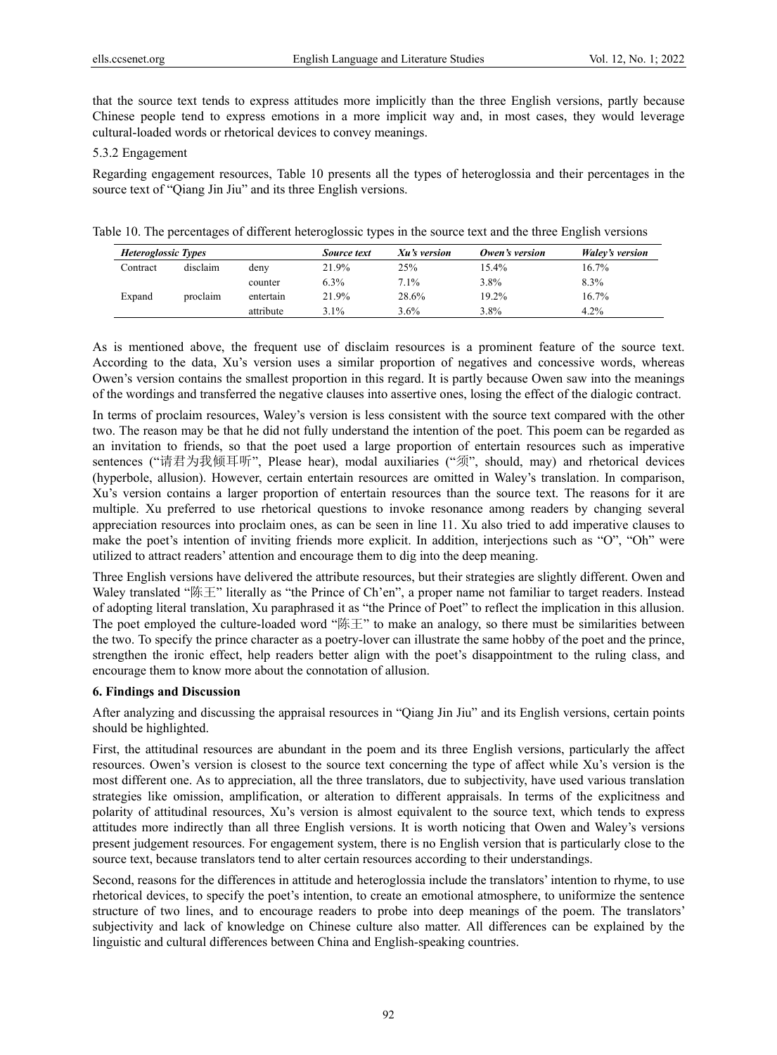that the source text tends to express attitudes more implicitly than the three English versions, partly because Chinese people tend to express emotions in a more implicit way and, in most cases, they would leverage cultural-loaded words or rhetorical devices to convey meanings.

5.3.2 Engagement

Regarding engagement resources, Table 10 presents all the types of heteroglossia and their percentages in the source text of "Qiang Jin Jiu" and its three English versions.

Table 10. The percentages of different heteroglossic types in the source text and the three English versions

| *Heteroglossic Types* | | | *Source text* | *Xu's version* | *Owen's version* | *Waley's version* |
|---|---|---|---|---|---|---|
| Contract | disclaim | deny | 21.9% | 25% | 15.4% | 16.7% |
| | | counter | 6.3% | 7.1% | 3.8% | 8.3% |
| Expand | proclaim | entertain | 21.9% | 28.6% | 19.2% | 16.7% |
| | | attribute | 3.1% | 3.6% | 3.8% | 4.2% |

As is mentioned above, the frequent use of disclaim resources is a prominent feature of the source text. According to the data, Xu's version uses a similar proportion of negatives and concessive words, whereas Owen's version contains the smallest proportion in this regard. It is partly because Owen saw into the meanings of the wordings and transferred the negative clauses into assertive ones, losing the effect of the dialogic contract.

In terms of proclaim resources, Waley's version is less consistent with the source text compared with the other two. The reason may be that he did not fully understand the intention of the poet. This poem can be regarded as an invitation to friends, so that the poet used a large proportion of entertain resources such as imperative sentences ("请君为我倾耳听", Please hear), modal auxiliaries ("须", should, may) and rhetorical devices (hyperbole, allusion). However, certain entertain resources are omitted in Waley's translation. In comparison, Xu's version contains a larger proportion of entertain resources than the source text. The reasons for it are multiple. Xu preferred to use rhetorical questions to invoke resonance among readers by changing several appreciation resources into proclaim ones, as can be seen in line 11. Xu also tried to add imperative clauses to make the poet's intention of inviting friends more explicit. In addition, interjections such as "O", "Oh" were utilized to attract readers' attention and encourage them to dig into the deep meaning.

Three English versions have delivered the attribute resources, but their strategies are slightly different. Owen and Waley translated "陈王" literally as "the Prince of Ch'en", a proper name not familiar to target readers. Instead of adopting literal translation, Xu paraphrased it as "the Prince of Poet" to reflect the implication in this allusion. The poet employed the culture-loaded word "陈王" to make an analogy, so there must be similarities between the two. To specify the prince character as a poetry-lover can illustrate the same hobby of the poet and the prince, strengthen the ironic effect, help readers better align with the poet's disappointment to the ruling class, and encourage them to know more about the connotation of allusion.

## 6. Findings and Discussion

After analyzing and discussing the appraisal resources in "Qiang Jin Jiu" and its English versions, certain points should be highlighted.

First, the attitudinal resources are abundant in the poem and its three English versions, particularly the affect resources. Owen's version is closest to the source text concerning the type of affect while Xu's version is the most different one. As to appreciation, all the three translators, due to subjectivity, have used various translation strategies like omission, amplification, or alteration to different appraisals. In terms of the explicitness and polarity of attitudinal resources, Xu's version is almost equivalent to the source text, which tends to express attitudes more indirectly than all three English versions. It is worth noticing that Owen and Waley's versions present judgement resources. For engagement system, there is no English version that is particularly close to the source text, because translators tend to alter certain resources according to their understandings.

Second, reasons for the differences in attitude and heteroglossia include the translators' intention to rhyme, to use rhetorical devices, to specify the poet's intention, to create an emotional atmosphere, to uniformize the sentence structure of two lines, and to encourage readers to probe into deep meanings of the poem. The translators' subjectivity and lack of knowledge on Chinese culture also matter. All differences can be explained by the linguistic and cultural differences between China and English-speaking countries.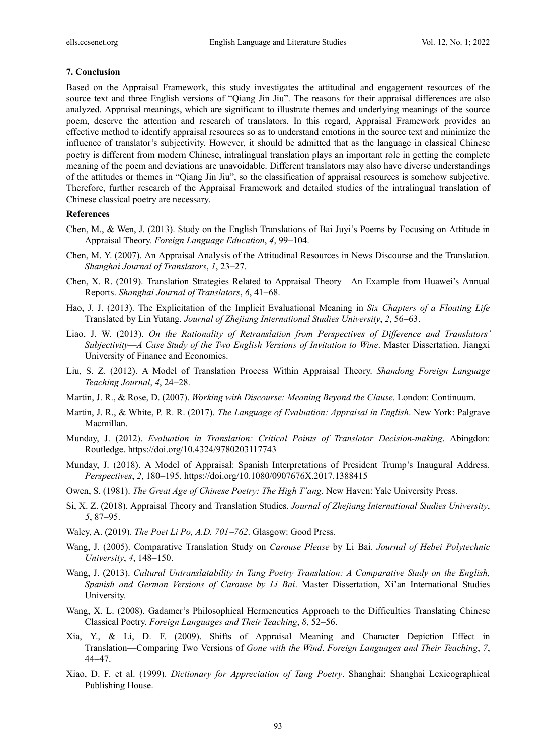## 7. Conclusion

Based on the Appraisal Framework, this study investigates the attitudinal and engagement resources of the source text and three English versions of "Qiang Jin Jiu". The reasons for their appraisal differences are also analyzed. Appraisal meanings, which are significant to illustrate themes and underlying meanings of the source poem, deserve the attention and research of translators. In this regard, Appraisal Framework provides an effective method to identify appraisal resources so as to understand emotions in the source text and minimize the influence of translator's subjectivity. However, it should be admitted that as the language in classical Chinese poetry is different from modern Chinese, intralingual translation plays an important role in getting the complete meaning of the poem and deviations are unavoidable. Different translators may also have diverse understandings of the attitudes or themes in "Qiang Jin Jiu", so the classification of appraisal resources is somehow subjective. Therefore, further research of the Appraisal Framework and detailed studies of the intralingual translation of Chinese classical poetry are necessary.

## References

Chen, M., & Wen, J. (2013). Study on the English Translations of Bai Juyi's Poems by Focusing on Attitude in Appraisal Theory. *Foreign Language Education*, *4*, 99–104.

Chen, M. Y. (2007). An Appraisal Analysis of the Attitudinal Resources in News Discourse and the Translation. *Shanghai Journal of Translators*, *1*, 23–27.

Chen, X. R. (2019). Translation Strategies Related to Appraisal Theory—An Example from Huawei's Annual Reports. *Shanghai Journal of Translators*, *6*, 41–68.

Hao, J. J. (2013). The Explicitation of the Implicit Evaluational Meaning in *Six Chapters of a Floating Life* Translated by Lin Yutang. *Journal of Zhejiang International Studies University*, *2*, 56–63.

Liao, J. W. (2013). *On the Rationality of Retranslation from Perspectives of Difference and Translators' Subjectivity—A Case Study of the Two English Versions of Invitation to Wine*. Master Dissertation, Jiangxi University of Finance and Economics.

Liu, S. Z. (2012). A Model of Translation Process Within Appraisal Theory. *Shandong Foreign Language Teaching Journal*, *4*, 24–28.

Martin, J. R., & Rose, D. (2007). *Working with Discourse: Meaning Beyond the Clause*. London: Continuum.

Martin, J. R., & White, P. R. R. (2017). *The Language of Evaluation: Appraisal in English*. New York: Palgrave Macmillan.

Munday, J. (2012). *Evaluation in Translation: Critical Points of Translator Decision-making*. Abingdon: Routledge. https://doi.org/10.4324/9780203117743

Munday, J. (2018). A Model of Appraisal: Spanish Interpretations of President Trump's Inaugural Address. *Perspectives*, *2*, 180–195. https://doi.org/10.1080/0907676X.2017.1388415

Owen, S. (1981). *The Great Age of Chinese Poetry: The High T'ang*. New Haven: Yale University Press.

Si, X. Z. (2018). Appraisal Theory and Translation Studies. *Journal of Zhejiang International Studies University*, *5*, 87–95.

Waley, A. (2019). *The Poet Li Po, A.D. 701–762*. Glasgow: Good Press.

Wang, J. (2005). Comparative Translation Study on *Carouse Please* by Li Bai. *Journal of Hebei Polytechnic University*, *4*, 148–150.

Wang, J. (2013). *Cultural Untranslatability in Tang Poetry Translation: A Comparative Study on the English, Spanish and German Versions of Carouse by Li Bai*. Master Dissertation, Xi'an International Studies University.

Wang, X. L. (2008). Gadamer's Philosophical Hermeneutics Approach to the Difficulties Translating Chinese Classical Poetry. *Foreign Languages and Their Teaching*, *8*, 52–56.

Xia, Y., & Li, D. F. (2009). Shifts of Appraisal Meaning and Character Depiction Effect in Translation—Comparing Two Versions of *Gone with the Wind*. *Foreign Languages and Their Teaching*, *7*, 44–47.

Xiao, D. F. et al. (1999). *Dictionary for Appreciation of Tang Poetry*. Shanghai: Shanghai Lexicographical Publishing House.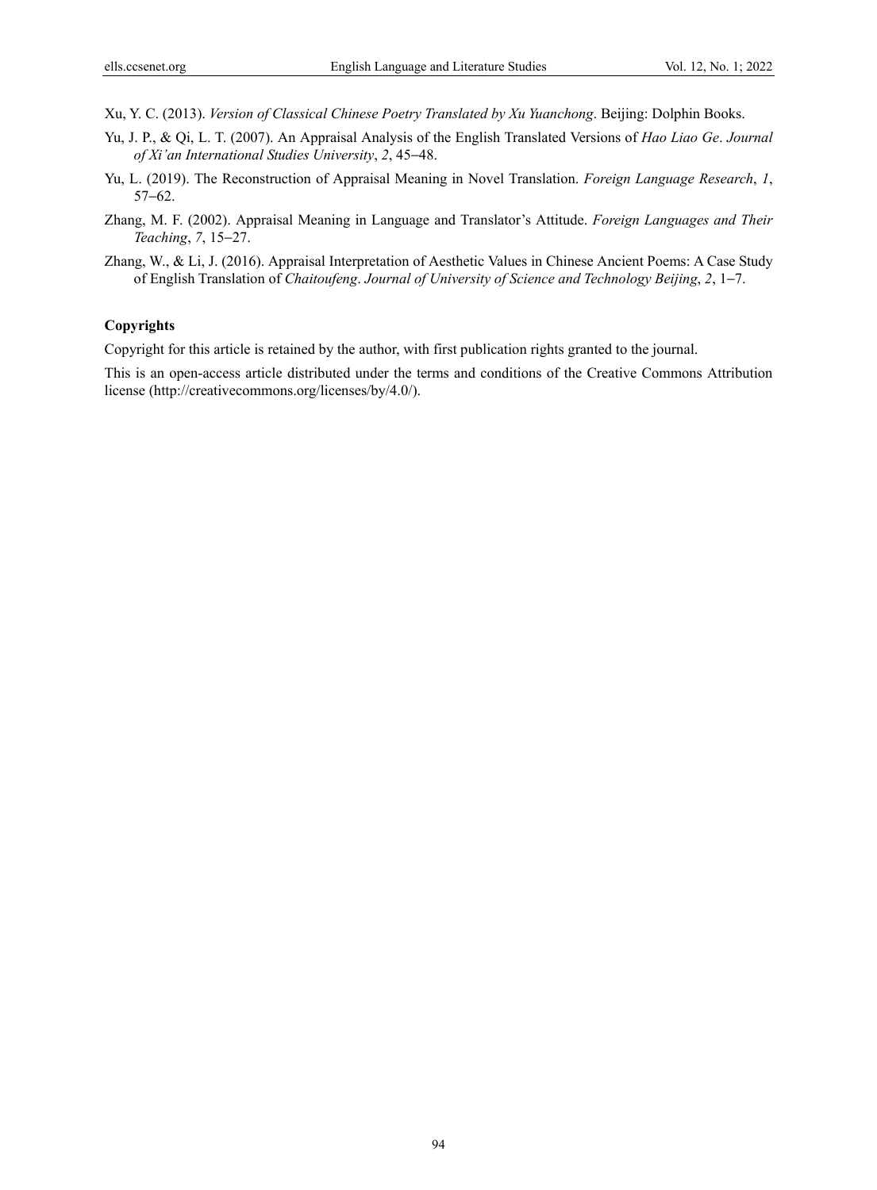Xu, Y. C. (2013). *Version of Classical Chinese Poetry Translated by Xu Yuanchong*. Beijing: Dolphin Books.

Yu, J. P., & Qi, L. T. (2007). An Appraisal Analysis of the English Translated Versions of *Hao Liao Ge*. *Journal of Xi'an International Studies University*, *2*, 45–48.

Yu, L. (2019). The Reconstruction of Appraisal Meaning in Novel Translation. *Foreign Language Research*, *1*, 57–62.

Zhang, M. F. (2002). Appraisal Meaning in Language and Translator's Attitude. *Foreign Languages and Their Teaching*, *7*, 15–27.

Zhang, W., & Li, J. (2016). Appraisal Interpretation of Aesthetic Values in Chinese Ancient Poems: A Case Study of English Translation of *Chaitoufeng*. *Journal of University of Science and Technology Beijing*, *2*, 1–7.

**Copyrights**

Copyright for this article is retained by the author, with first publication rights granted to the journal.

This is an open-access article distributed under the terms and conditions of the Creative Commons Attribution license (http://creativecommons.org/licenses/by/4.0/).